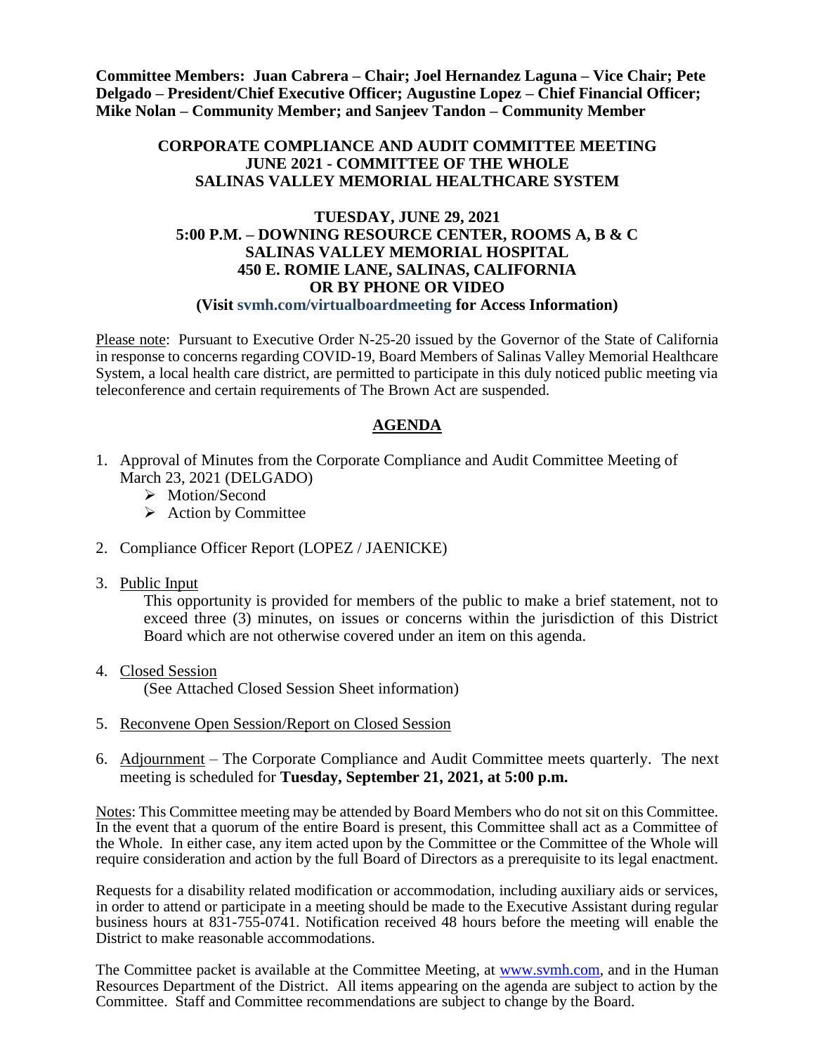**Committee Members: Juan Cabrera – Chair; Joel Hernandez Laguna – Vice Chair; Pete Delgado – President/Chief Executive Officer; Augustine Lopez – Chief Financial Officer; Mike Nolan – Community Member; and Sanjeev Tandon – Community Member**

**CORPORATE COMPLIANCE AND AUDIT COMMITTEE MEETING**
**JUNE 2021 - COMMITTEE OF THE WHOLE**
**SALINAS VALLEY MEMORIAL HEALTHCARE SYSTEM**

**TUESDAY, JUNE 29, 2021**
**5:00 P.M. – DOWNING RESOURCE CENTER, ROOMS A, B & C**
**SALINAS VALLEY MEMORIAL HOSPITAL**
**450 E. ROMIE LANE, SALINAS, CALIFORNIA**
**OR BY PHONE OR VIDEO**
**(Visit svmh.com/virtualboardmeeting for Access Information)**

Please note: Pursuant to Executive Order N-25-20 issued by the Governor of the State of California in response to concerns regarding COVID-19, Board Members of Salinas Valley Memorial Healthcare System, a local health care district, are permitted to participate in this duly noticed public meeting via teleconference and certain requirements of The Brown Act are suspended.

## AGENDA

1. Approval of Minutes from the Corporate Compliance and Audit Committee Meeting of March 23, 2021 (DELGADO)
   - Motion/Second
   - Action by Committee

2. Compliance Officer Report (LOPEZ / JAENICKE)

3. Public Input

   This opportunity is provided for members of the public to make a brief statement, not to exceed three (3) minutes, on issues or concerns within the jurisdiction of this District Board which are not otherwise covered under an item on this agenda.

4. Closed Session

   (See Attached Closed Session Sheet information)

5. Reconvene Open Session/Report on Closed Session

6. Adjournment – The Corporate Compliance and Audit Committee meets quarterly. The next meeting is scheduled for **Tuesday, September 21, 2021, at 5:00 p.m.**

Notes: This Committee meeting may be attended by Board Members who do not sit on this Committee. In the event that a quorum of the entire Board is present, this Committee shall act as a Committee of the Whole. In either case, any item acted upon by the Committee or the Committee of the Whole will require consideration and action by the full Board of Directors as a prerequisite to its legal enactment.

Requests for a disability related modification or accommodation, including auxiliary aids or services, in order to attend or participate in a meeting should be made to the Executive Assistant during regular business hours at 831-755-0741. Notification received 48 hours before the meeting will enable the District to make reasonable accommodations.

The Committee packet is available at the Committee Meeting, at www.svmh.com, and in the Human Resources Department of the District. All items appearing on the agenda are subject to action by the Committee. Staff and Committee recommendations are subject to change by the Board.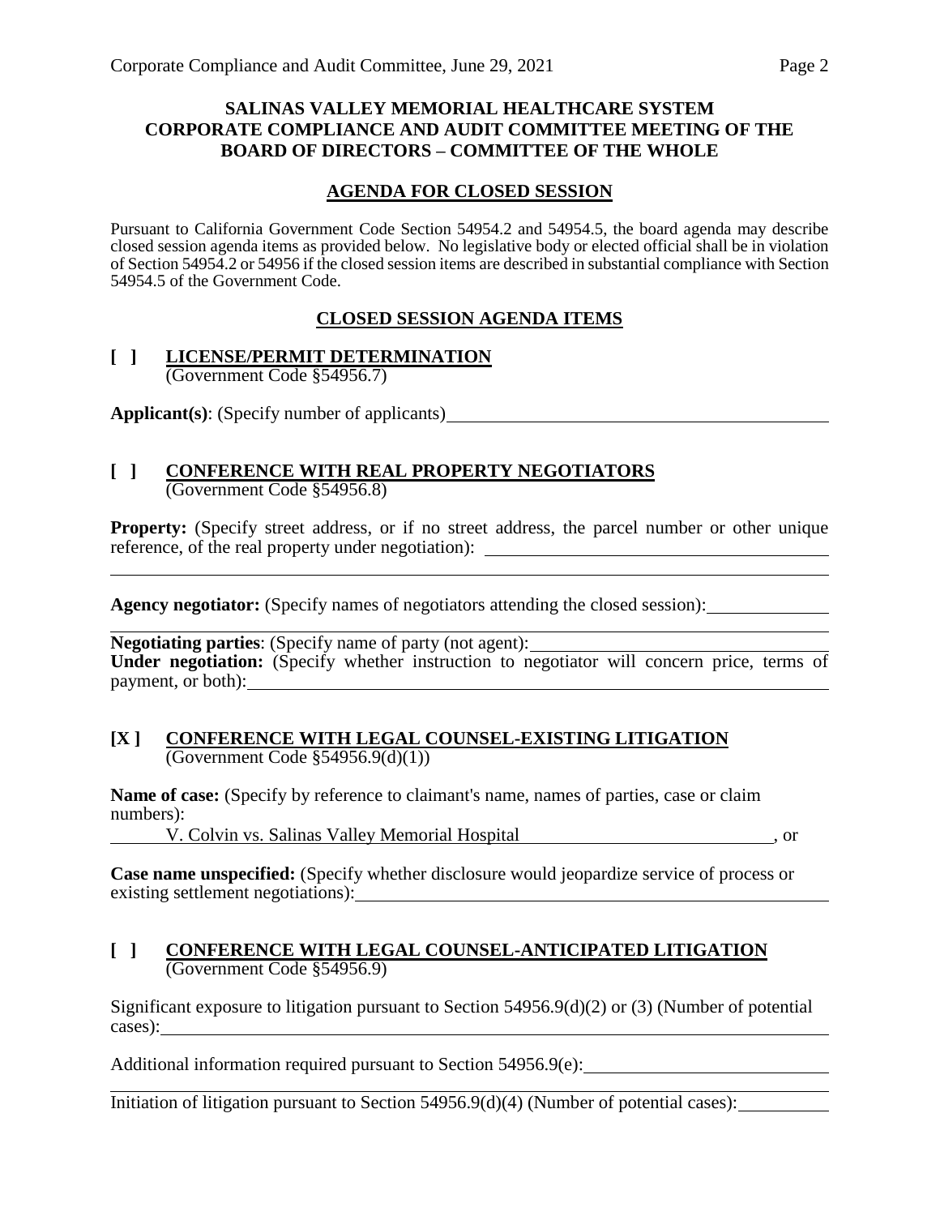**SALINAS VALLEY MEMORIAL HEALTHCARE SYSTEM**
**CORPORATE COMPLIANCE AND AUDIT COMMITTEE MEETING OF THE BOARD OF DIRECTORS – COMMITTEE OF THE WHOLE**

**AGENDA FOR CLOSED SESSION**

Pursuant to California Government Code Section 54954.2 and 54954.5, the board agenda may describe closed session agenda items as provided below. No legislative body or elected official shall be in violation of Section 54954.2 or 54956 if the closed session items are described in substantial compliance with Section 54954.5 of the Government Code.

**CLOSED SESSION AGENDA ITEMS**

**[ ] LICENSE/PERMIT DETERMINATION**
(Government Code §54956.7)

**Applicant(s)**: (Specify number of applicants) \_\_\_\_\_\_\_\_\_\_\_\_\_\_\_\_\_\_\_\_

**[ ] CONFERENCE WITH REAL PROPERTY NEGOTIATORS**
(Government Code §54956.8)

**Property:** (Specify street address, or if no street address, the parcel number or other unique reference, of the real property under negotiation): \_\_\_\_\_\_\_\_\_\_\_\_\_\_\_\_\_\_\_\_

**Agency negotiator:** (Specify names of negotiators attending the closed session): \_\_\_\_\_\_\_\_\_\_\_\_\_\_\_\_\_\_\_\_

**Negotiating parties**: (Specify name of party (not agent): \_\_\_\_\_\_\_\_\_\_\_\_\_\_\_\_\_\_\_\_
**Under negotiation:** (Specify whether instruction to negotiator will concern price, terms of payment, or both): \_\_\_\_\_\_\_\_\_\_\_\_\_\_\_\_\_\_\_\_

**[X ] CONFERENCE WITH LEGAL COUNSEL-EXISTING LITIGATION**
(Government Code §54956.9(d)(1))

**Name of case:** (Specify by reference to claimant's name, names of parties, case or claim numbers):
V. Colvin vs. Salinas Valley Memorial Hospital \_\_\_\_\_\_\_\_\_\_\_\_\_\_\_\_\_\_\_\_, or

**Case name unspecified:** (Specify whether disclosure would jeopardize service of process or existing settlement negotiations): \_\_\_\_\_\_\_\_\_\_\_\_\_\_\_\_\_\_\_\_

**[ ] CONFERENCE WITH LEGAL COUNSEL-ANTICIPATED LITIGATION**
(Government Code §54956.9)

Significant exposure to litigation pursuant to Section 54956.9(d)(2) or (3) (Number of potential cases): \_\_\_\_\_\_\_\_\_\_\_\_\_\_\_\_\_\_\_\_

Additional information required pursuant to Section 54956.9(e): \_\_\_\_\_\_\_\_\_\_\_\_\_\_\_\_\_\_\_\_

Initiation of litigation pursuant to Section 54956.9(d)(4) (Number of potential cases): \_\_\_\_\_\_\_\_\_\_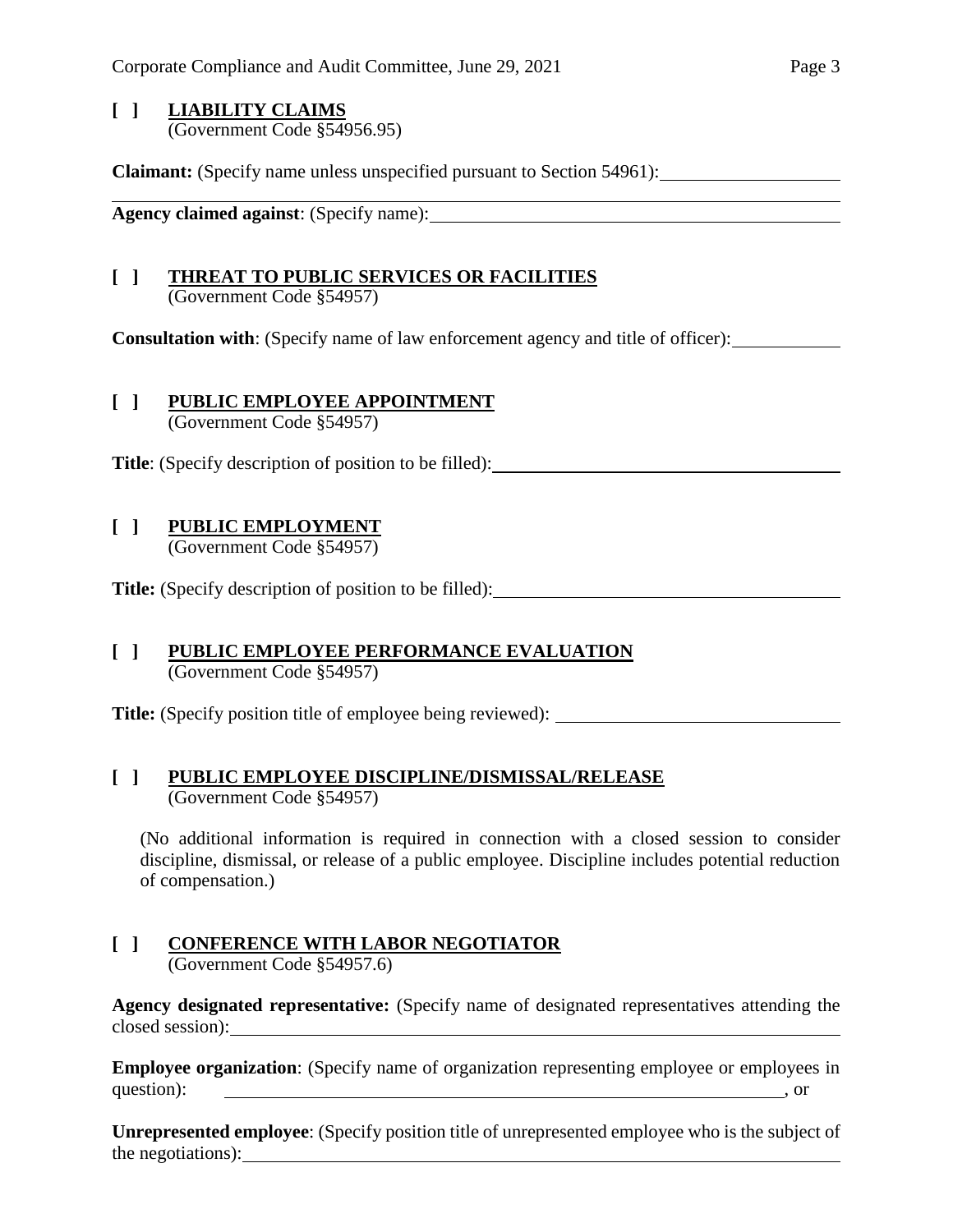**[ ] LIABILITY CLAIMS**
(Government Code §54956.95)

**Claimant:** (Specify name unless unspecified pursuant to Section 54961): \_\_\_\_\_\_\_\_\_\_\_\_\_\_\_\_\_\_\_\_

**Agency claimed against**: (Specify name): \_\_\_\_\_\_\_\_\_\_\_\_\_\_\_\_\_\_\_\_

**[ ] THREAT TO PUBLIC SERVICES OR FACILITIES**
(Government Code §54957)

**Consultation with**: (Specify name of law enforcement agency and title of officer): \_\_\_\_\_\_\_\_\_\_\_\_

**[ ] PUBLIC EMPLOYEE APPOINTMENT**
(Government Code §54957)

**Title**: (Specify description of position to be filled): \_\_\_\_\_\_\_\_\_\_\_\_\_\_\_\_\_\_\_\_

**[ ] PUBLIC EMPLOYMENT**
(Government Code §54957)

**Title:** (Specify description of position to be filled): \_\_\_\_\_\_\_\_\_\_\_\_\_\_\_\_\_\_\_\_

**[ ] PUBLIC EMPLOYEE PERFORMANCE EVALUATION**
(Government Code §54957)

**Title:** (Specify position title of employee being reviewed): \_\_\_\_\_\_\_\_\_\_\_\_\_\_\_\_\_\_\_\_

**[ ] PUBLIC EMPLOYEE DISCIPLINE/DISMISSAL/RELEASE**
(Government Code §54957)

(No additional information is required in connection with a closed session to consider discipline, dismissal, or release of a public employee. Discipline includes potential reduction of compensation.)

**[ ] CONFERENCE WITH LABOR NEGOTIATOR**
(Government Code §54957.6)

**Agency designated representative:** (Specify name of designated representatives attending the closed session): \_\_\_\_\_\_\_\_\_\_\_\_\_\_\_\_\_\_\_\_

**Employee organization**: (Specify name of organization representing employee or employees in question): \_\_\_\_\_\_\_\_\_\_\_\_\_\_\_\_\_\_\_\_, or

**Unrepresented employee**: (Specify position title of unrepresented employee who is the subject of the negotiations): \_\_\_\_\_\_\_\_\_\_\_\_\_\_\_\_\_\_\_\_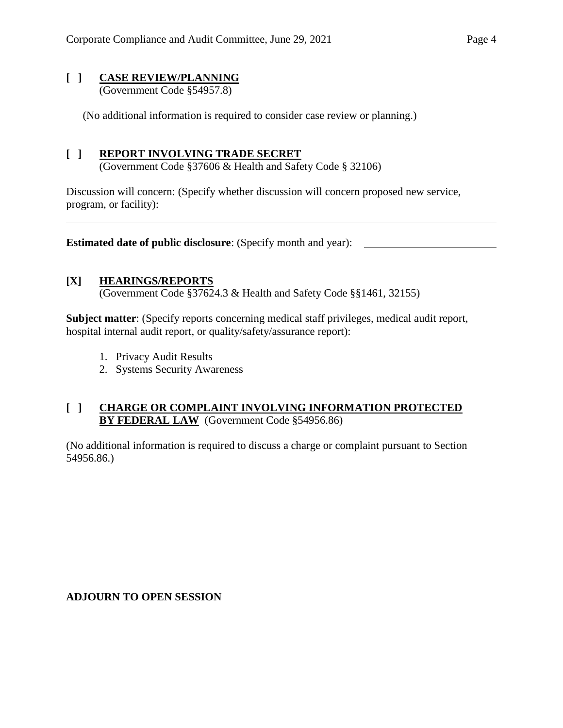**[ ] CASE REVIEW/PLANNING**
(Government Code §54957.8)

(No additional information is required to consider case review or planning.)

**[ ] REPORT INVOLVING TRADE SECRET**
(Government Code §37606 & Health and Safety Code § 32106)

Discussion will concern: (Specify whether discussion will concern proposed new service, program, or facility):

______________________________________________________________________

**Estimated date of public disclosure**: (Specify month and year): ____________________

**[X] HEARINGS/REPORTS**
(Government Code §37624.3 & Health and Safety Code §§1461, 32155)

**Subject matter**: (Specify reports concerning medical staff privileges, medical audit report, hospital internal audit report, or quality/safety/assurance report):

1. Privacy Audit Results
2. Systems Security Awareness

**[ ] CHARGE OR COMPLAINT INVOLVING INFORMATION PROTECTED BY FEDERAL LAW** (Government Code §54956.86)

(No additional information is required to discuss a charge or complaint pursuant to Section 54956.86.)

**ADJOURN TO OPEN SESSION**